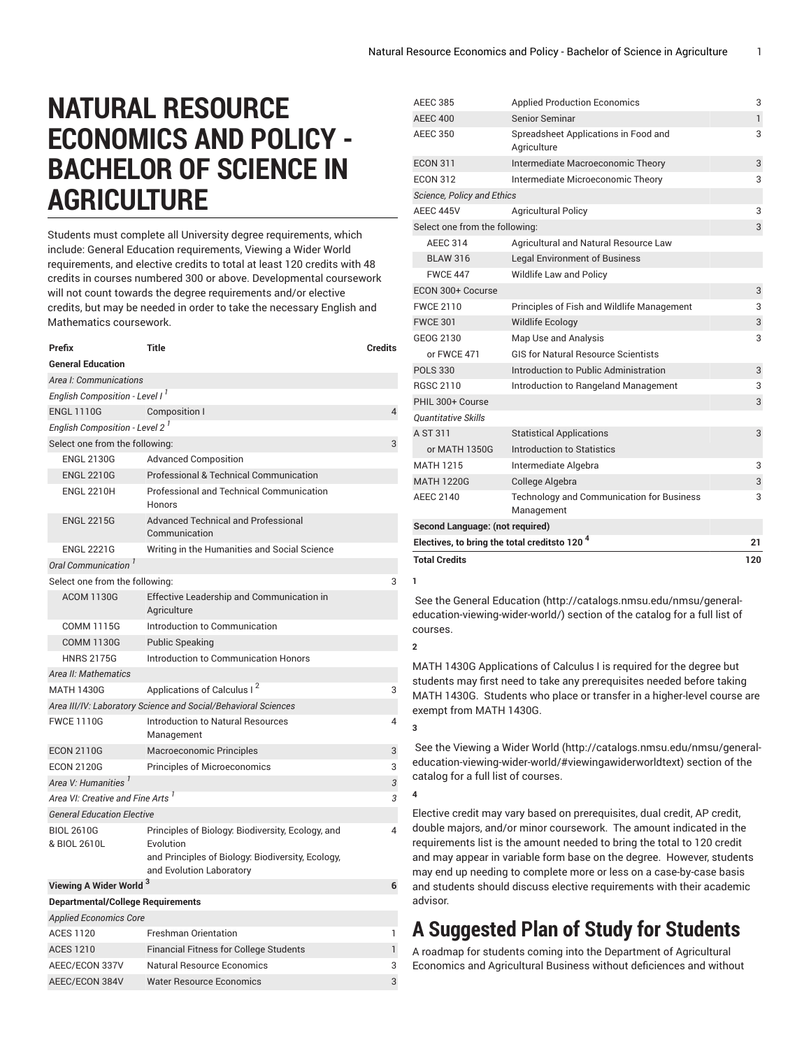# NATURAL RESOURCE ECONOMICS AND POLICY - BACHELOR OF SCIENCE IN AGRICULTURE

Students must complete all University degree requirements, which include: General Education requirements, Viewing a Wider World requirements, and elective credits to total at least 120 credits with 48 credits in courses numbered 300 or above. Developmental coursework will not count towards the degree requirements and/or elective credits, but may be needed in order to take the necessary English and Mathematics coursework.

| Prefix | Title | Credits |
|---|---|---|
| **General Education** | | |
| *Area I: Communications* | | |
| *English Composition - Level I* [1] | | |
| ENGL 1110G | Composition I | 4 |
| *English Composition - Level 2* [1] | | |
| Select one from the following: | | 3 |
| ENGL 2130G | Advanced Composition | |
| ENGL 2210G | Professional & Technical Communication | |
| ENGL 2210H | Professional and Technical Communication Honors | |
| ENGL 2215G | Advanced Technical and Professional Communication | |
| ENGL 2221G | Writing in the Humanities and Social Science | |
| *Oral Communication* [1] | | |
| Select one from the following: | | 3 |
| ACOM 1130G | Effective Leadership and Communication in Agriculture | |
| COMM 1115G | Introduction to Communication | |
| COMM 1130G | Public Speaking | |
| HNRS 2175G | Introduction to Communication Honors | |
| *Area II: Mathematics* | | |
| MATH 1430G | Applications of Calculus I [2] | 3 |
| *Area III/IV: Laboratory Science and Social/Behavioral Sciences* | | |
| FWCE 1110G | Introduction to Natural Resources Management | 4 |
| ECON 2110G | Macroeconomic Principles | 3 |
| ECON 2120G | Principles of Microeconomics | 3 |
| *Area V: Humanities* [1] | | *3* |
| *Area VI: Creative and Fine Arts* [1] | | *3* |
| *General Education Elective* | | |
| BIOL 2610G & BIOL 2610L | Principles of Biology: Biodiversity, Ecology, and Evolution and Principles of Biology: Biodiversity, Ecology, and Evolution Laboratory | 4 |
| **Viewing A Wider World** [3] | | **6** |
| **Departmental/College Requirements** | | |
| *Applied Economics Core* | | |
| ACES 1120 | Freshman Orientation | 1 |
| ACES 1210 | Financial Fitness for College Students | 1 |
| AEEC/ECON 337V | Natural Resource Economics | 3 |
| AEEC/ECON 384V | Water Resource Economics | 3 |
| AEEC 385 | Applied Production Economics | 3 |
| AEEC 400 | Senior Seminar | 1 |
| AEEC 350 | Spreadsheet Applications in Food and Agriculture | 3 |
| ECON 311 | Intermediate Macroeconomic Theory | 3 |
| ECON 312 | Intermediate Microeconomic Theory | 3 |
| *Science, Policy and Ethics* | | |
| AEEC 445V | Agricultural Policy | 3 |
| Select one from the following: | | 3 |
| AEEC 314 | Agricultural and Natural Resource Law | |
| BLAW 316 | Legal Environment of Business | |
| FWCE 447 | Wildlife Law and Policy | |
| ECON 300+ Cocurse | | 3 |
| FWCE 2110 | Principles of Fish and Wildlife Management | 3 |
| FWCE 301 | Wildlife Ecology | 3 |
| GEOG 2130 | Map Use and Analysis | 3 |
| or FWCE 471 | GIS for Natural Resource Scientists | |
| POLS 330 | Introduction to Public Administration | 3 |
| RGSC 2110 | Introduction to Rangeland Management | 3 |
| PHIL 300+ Course | | 3 |
| *Quantitative Skills* | | |
| A ST 311 | Statistical Applications | 3 |
| or MATH 1350G | Introduction to Statistics | |
| MATH 1215 | Intermediate Algebra | 3 |
| MATH 1220G | College Algebra | 3 |
| AEEC 2140 | Technology and Communication for Business Management | 3 |
| **Second Language: (not required)** | | |
| **Electives, to bring the total creditsto 120** [4] | | **21** |
| **Total Credits** | | **120** |

**1**

See the General Education (http://catalogs.nmsu.edu/nmsu/general-education-viewing-wider-world/) section of the catalog for a full list of courses.

**2**

MATH 1430G Applications of Calculus I is required for the degree but students may first need to take any prerequisites needed before taking MATH 1430G. Students who place or transfer in a higher-level course are exempt from MATH 1430G.

**3**

See the Viewing a Wider World (http://catalogs.nmsu.edu/nmsu/general-education-viewing-wider-world/#viewingawiderworldtext) section of the catalog for a full list of courses.

**4**

Elective credit may vary based on prerequisites, dual credit, AP credit, double majors, and/or minor coursework. The amount indicated in the requirements list is the amount needed to bring the total to 120 credit and may appear in variable form base on the degree. However, students may end up needing to complete more or less on a case-by-case basis and students should discuss elective requirements with their academic advisor.

## A Suggested Plan of Study for Students

A roadmap for students coming into the Department of Agricultural Economics and Agricultural Business without deficiences and without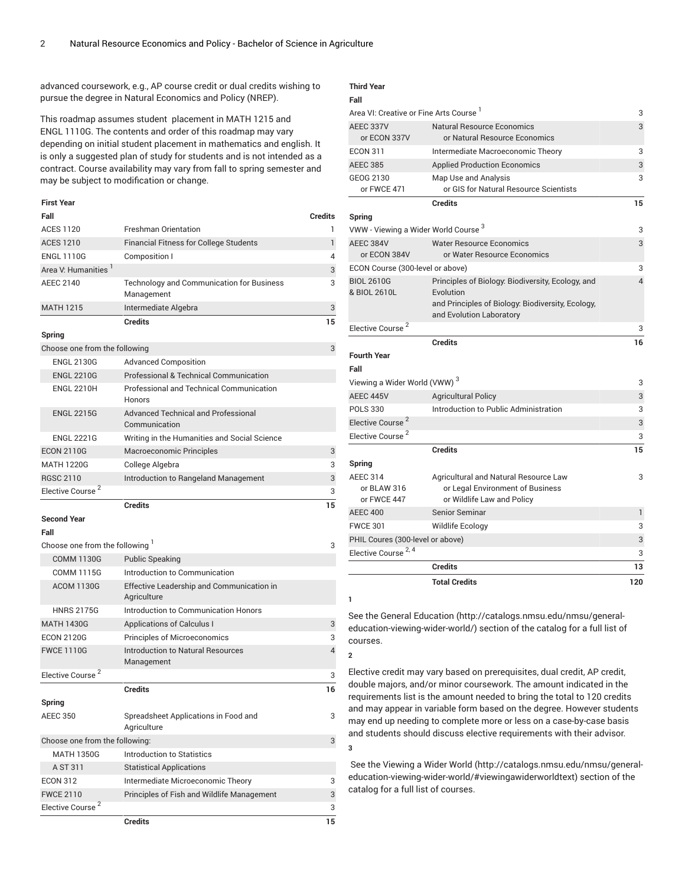advanced coursework, e.g., AP course credit or dual credits wishing to pursue the degree in Natural Economics and Policy (NREP).

This roadmap assumes student placement in MATH 1215 and ENGL 1110G. The contents and order of this roadmap may vary depending on initial student placement in mathematics and english. It is only a suggested plan of study for students and is not intended as a contract. Course availability may vary from fall to spring semester and may be subject to modification or change.

| First Year | | |
|---|---|---|
| **Fall** | | **Credits** |
| ACES 1120 | Freshman Orientation | 1 |
| ACES 1210 | Financial Fitness for College Students | 1 |
| ENGL 1110G | Composition I | 4 |
| Area V: Humanities [1] | | 3 |
| AEEC 2140 | Technology and Communication for Business Management | 3 |
| MATH 1215 | Intermediate Algebra | 3 |
| | **Credits** | **15** |
| **Spring** | | |
| Choose one from the following | | 3 |
| ENGL 2130G | Advanced Composition | |
| ENGL 2210G | Professional & Technical Communication | |
| ENGL 2210H | Professional and Technical Communication Honors | |
| ENGL 2215G | Advanced Technical and Professional Communication | |
| ENGL 2221G | Writing in the Humanities and Social Science | |
| ECON 2110G | Macroeconomic Principles | 3 |
| MATH 1220G | College Algebra | 3 |
| RGSC 2110 | Introduction to Rangeland Management | 3 |
| Elective Course [2] | | 3 |
| | **Credits** | **15** |
| **Second Year** | | |
| **Fall** | | |
| Choose one from the following [1] | | 3 |
| COMM 1130G | Public Speaking | |
| COMM 1115G | Introduction to Communication | |
| ACOM 1130G | Effective Leadership and Communication in Agriculture | |
| HNRS 2175G | Introduction to Communication Honors | |
| MATH 1430G | Applications of Calculus I | 3 |
| ECON 2120G | Principles of Microeconomics | 3 |
| FWCE 1110G | Introduction to Natural Resources Management | 4 |
| Elective Course [2] | | 3 |
| | **Credits** | **16** |
| **Spring** | | |
| AEEC 350 | Spreadsheet Applications in Food and Agriculture | 3 |
| Choose one from the following: | | 3 |
| MATH 1350G | Introduction to Statistics | |
| A ST 311 | Statistical Applications | |
| ECON 312 | Intermediate Microeconomic Theory | 3 |
| FWCE 2110 | Principles of Fish and Wildlife Management | 3 |
| Elective Course [2] | | 3 |
| | **Credits** | **15** |
| **Third Year** | | |
| **Fall** | | |
| Area VI: Creative or Fine Arts Course [1] | | 3 |
| AEEC 337V or ECON 337V | Natural Resource Economics or Natural Resource Economics | 3 |
| ECON 311 | Intermediate Macroeconomic Theory | 3 |
| AEEC 385 | Applied Production Economics | 3 |
| GEOG 2130 or FWCE 471 | Map Use and Analysis or GIS for Natural Resource Scientists | 3 |
| | **Credits** | **15** |
| **Spring** | | |
| VWW - Viewing a Wider World Course [3] | | 3 |
| AEEC 384V or ECON 384V | Water Resource Economics or Water Resource Economics | 3 |
| ECON Course (300-level or above) | | 3 |
| BIOL 2610G & BIOL 2610L | Principles of Biology: Biodiversity, Ecology, and Evolution and Principles of Biology: Biodiversity, Ecology, and Evolution Laboratory | 4 |
| Elective Course [2] | | 3 |
| | **Credits** | **16** |
| **Fourth Year** | | |
| **Fall** | | |
| Viewing a Wider World (VWW) [3] | | 3 |
| AEEC 445V | Agricultural Policy | 3 |
| POLS 330 | Introduction to Public Administration | 3 |
| Elective Course [2] | | 3 |
| Elective Course [2] | | 3 |
| | **Credits** | **15** |
| **Spring** | | |
| AEEC 314 or BLAW 316 or FWCE 447 | Agricultural and Natural Resource Law or Legal Environment of Business or Wildlife Law and Policy | 3 |
| AEEC 400 | Senior Seminar | 1 |
| FWCE 301 | Wildlife Ecology | 3 |
| PHIL Coures (300-level or above) | | 3 |
| Elective Course [2, 4] | | 3 |
| | **Credits** | **13** |
| | **Total Credits** | **120** |

**1**

See the General Education (http://catalogs.nmsu.edu/nmsu/general-education-viewing-wider-world/) section of the catalog for a full list of courses.

**2**

Elective credit may vary based on prerequisites, dual credit, AP credit, double majors, and/or minor coursework. The amount indicated in the requirements list is the amount needed to bring the total to 120 credits and may appear in variable form based on the degree. However students may end up needing to complete more or less on a case-by-case basis and students should discuss elective requirements with their advisor.

**3**

See the Viewing a Wider World (http://catalogs.nmsu.edu/nmsu/general-education-viewing-wider-world/#viewingawiderworldtext) section of the catalog for a full list of courses.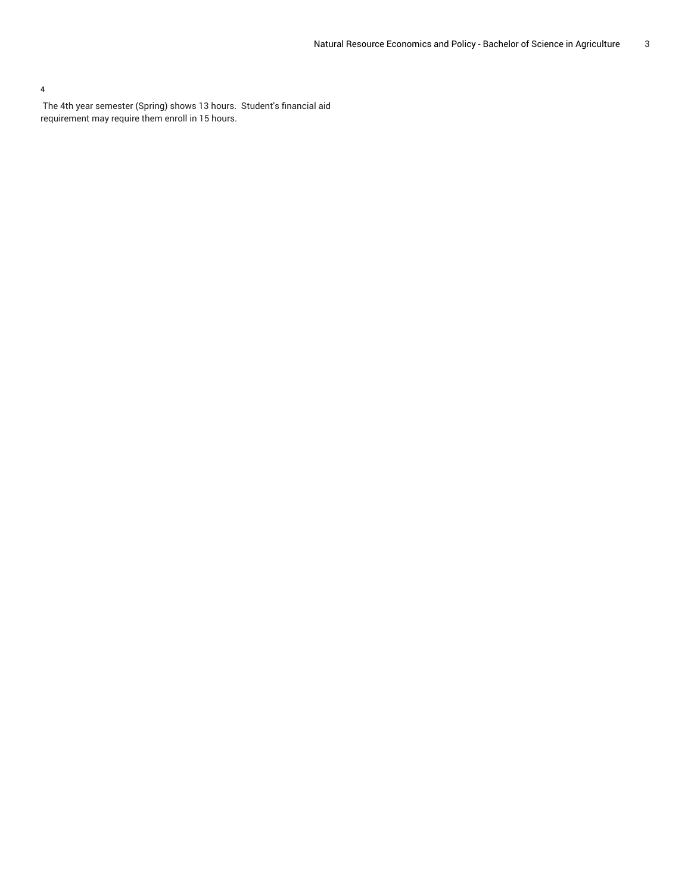**4**

The 4th year semester (Spring) shows 13 hours. Student's financial aid requirement may require them enroll in 15 hours.